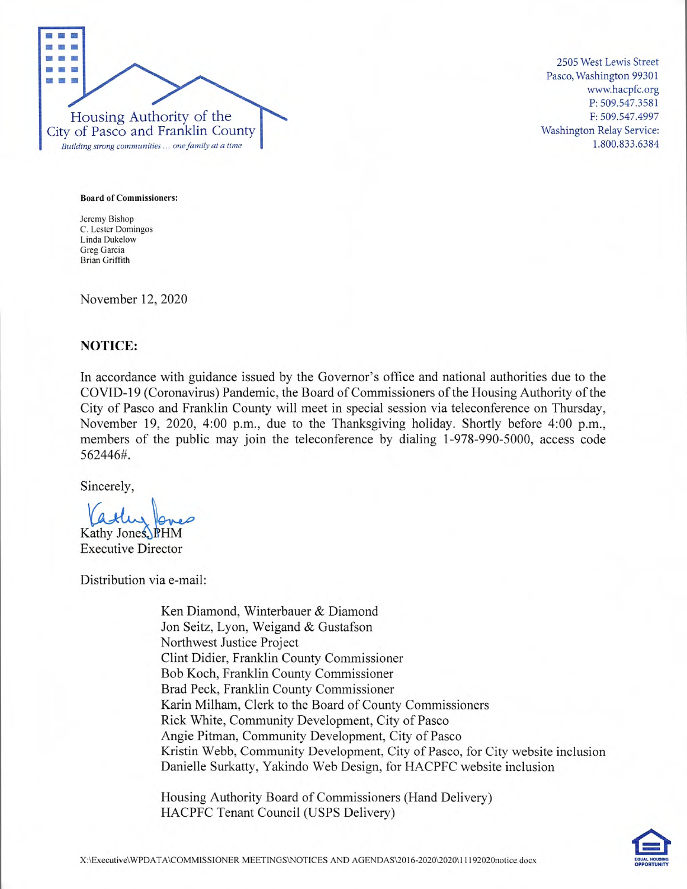Housing Authority of the City of Pasco and Franklin County

*Building strong communities ... one family at a time*

2505 West Lewis Street
Pasco, Washington 99301
www.hacpfc.org
P: 509.547.3581
F: 509.547.4997
Washington Relay Service:
1.800.833.6384

**Board of Commissioners:**

Jeremy Bishop
C. Lester Domingos
Linda Dukelow
Greg Garcia
Brian Griffith

November 12, 2020

**NOTICE:**

In accordance with guidance issued by the Governor's office and national authorities due to the COVID-19 (Coronavirus) Pandemic, the Board of Commissioners of the Housing Authority of the City of Pasco and Franklin County will meet in special session via teleconference on Thursday, November 19, 2020, 4:00 p.m., due to the Thanksgiving holiday. Shortly before 4:00 p.m., members of the public may join the teleconference by dialing 1-978-990-5000, access code 562446#.

Sincerely,

Kathy Jones, PHM
Executive Director

Distribution via e-mail:

Ken Diamond, Winterbauer & Diamond
Jon Seitz, Lyon, Weigand & Gustafson
Northwest Justice Project
Clint Didier, Franklin County Commissioner
Bob Koch, Franklin County Commissioner
Brad Peck, Franklin County Commissioner
Karin Milham, Clerk to the Board of County Commissioners
Rick White, Community Development, City of Pasco
Angie Pitman, Community Development, City of Pasco
Kristin Webb, Community Development, City of Pasco, for City website inclusion
Danielle Surkatty, Yakindo Web Design, for HACPFC website inclusion

Housing Authority Board of Commissioners (Hand Delivery)
HACPFC Tenant Council (USPS Delivery)

X:\Executive\WPDATA\COMMISSIONER MEETINGS\NOTICES AND AGENDAS\2016-2020\2020\11192020notice.docx

EQUAL HOUSING OPPORTUNITY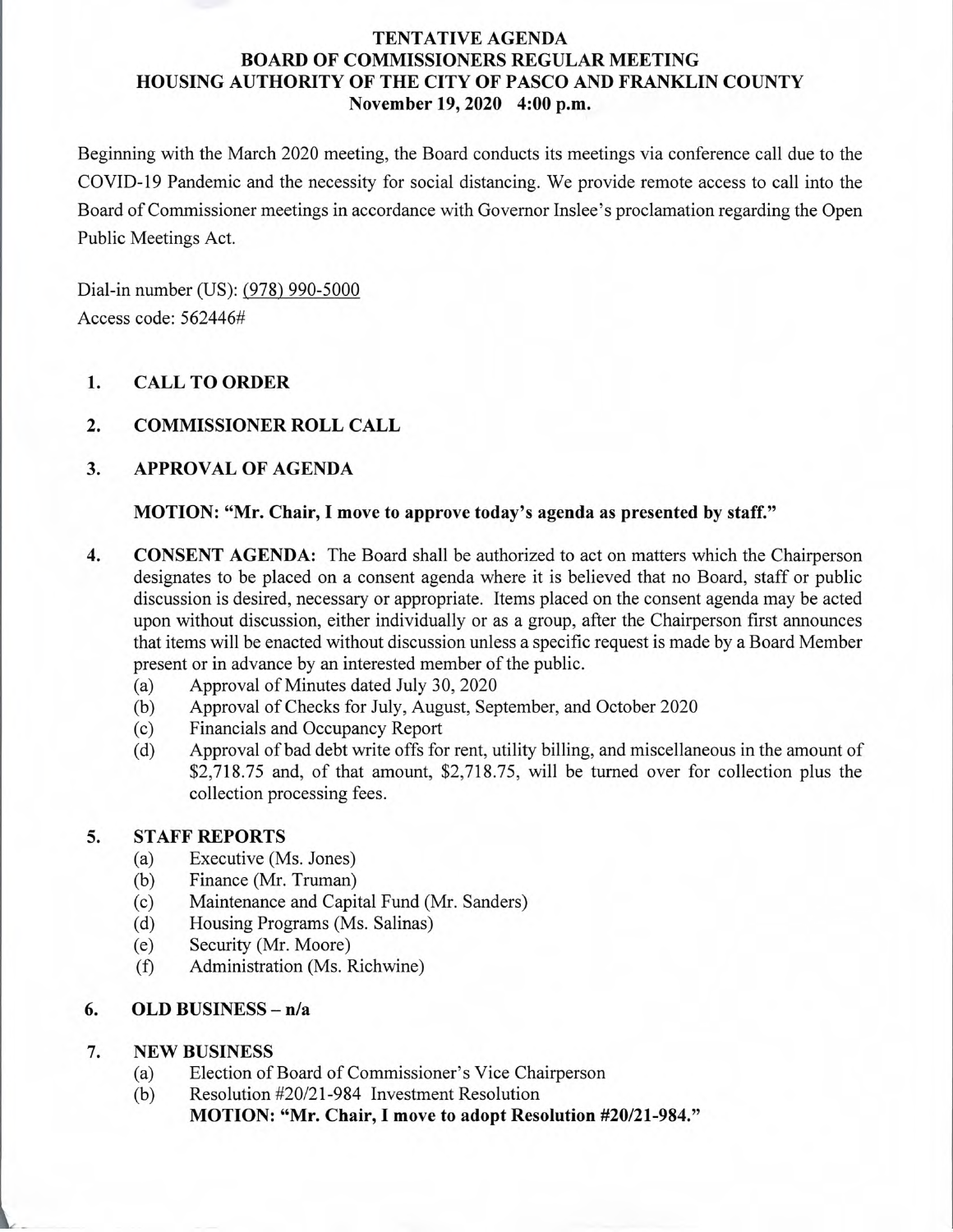# TENTATIVE AGENDA
# BOARD OF COMMISSIONERS REGULAR MEETING
# HOUSING AUTHORITY OF THE CITY OF PASCO AND FRANKLIN COUNTY
## November 19, 2020 4:00 p.m.

Beginning with the March 2020 meeting, the Board conducts its meetings via conference call due to the COVID-19 Pandemic and the necessity for social distancing. We provide remote access to call into the Board of Commissioner meetings in accordance with Governor Inslee's proclamation regarding the Open Public Meetings Act.

Dial-in number (US): (978) 990-5000
Access code: 562446#

1. **CALL TO ORDER**

2. **COMMISSIONER ROLL CALL**

3. **APPROVAL OF AGENDA**

   **MOTION: "Mr. Chair, I move to approve today's agenda as presented by staff."**

4. **CONSENT AGENDA:** The Board shall be authorized to act on matters which the Chairperson designates to be placed on a consent agenda where it is believed that no Board, staff or public discussion is desired, necessary or appropriate. Items placed on the consent agenda may be acted upon without discussion, either individually or as a group, after the Chairperson first announces that items will be enacted without discussion unless a specific request is made by a Board Member present or in advance by an interested member of the public.
   (a) Approval of Minutes dated July 30, 2020
   (b) Approval of Checks for July, August, September, and October 2020
   (c) Financials and Occupancy Report
   (d) Approval of bad debt write offs for rent, utility billing, and miscellaneous in the amount of $2,718.75 and, of that amount, $2,718.75, will be turned over for collection plus the collection processing fees.

5. **STAFF REPORTS**
   (a) Executive (Ms. Jones)
   (b) Finance (Mr. Truman)
   (c) Maintenance and Capital Fund (Mr. Sanders)
   (d) Housing Programs (Ms. Salinas)
   (e) Security (Mr. Moore)
   (f) Administration (Ms. Richwine)

6. **OLD BUSINESS – n/a**

7. **NEW BUSINESS**
   (a) Election of Board of Commissioner's Vice Chairperson
   (b) Resolution #20/21-984 Investment Resolution
   **MOTION: "Mr. Chair, I move to adopt Resolution #20/21-984."**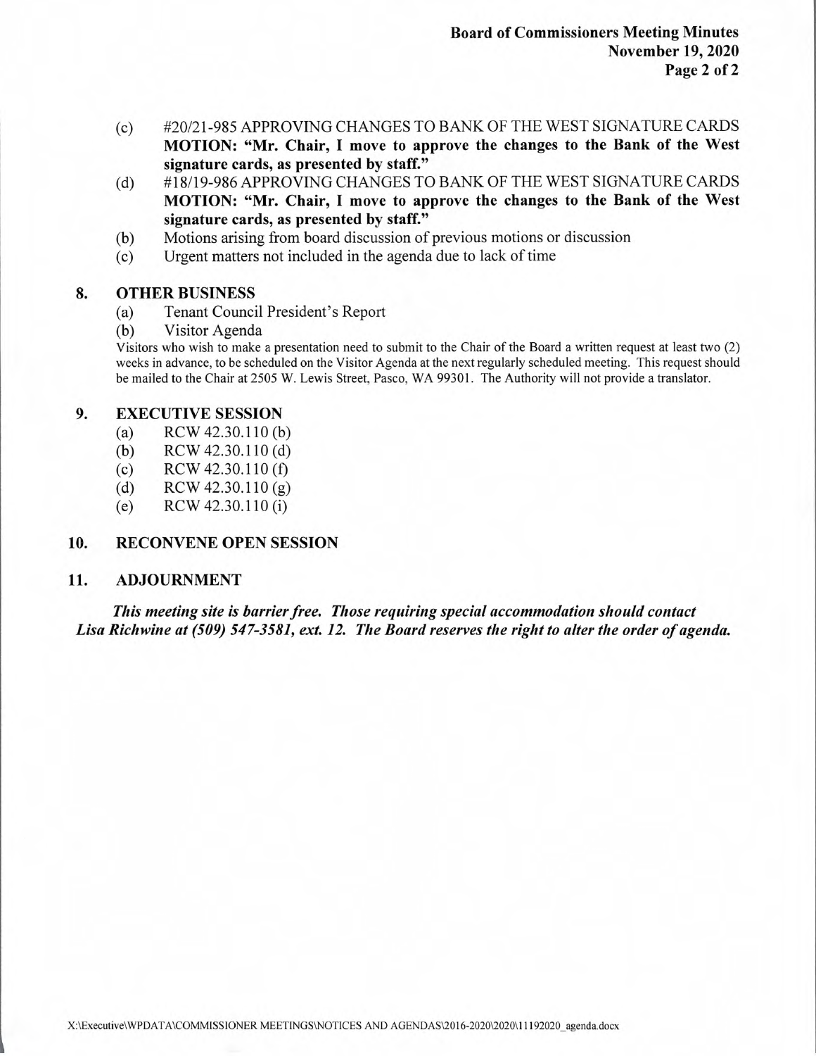(c) #20/21-985 APPROVING CHANGES TO BANK OF THE WEST SIGNATURE CARDS
**MOTION: "Mr. Chair, I move to approve the changes to the Bank of the West signature cards, as presented by staff."**

(d) #18/19-986 APPROVING CHANGES TO BANK OF THE WEST SIGNATURE CARDS
**MOTION: "Mr. Chair, I move to approve the changes to the Bank of the West signature cards, as presented by staff."**

(b) Motions arising from board discussion of previous motions or discussion

(c) Urgent matters not included in the agenda due to lack of time

## 8. OTHER BUSINESS

(a) Tenant Council President's Report

(b) Visitor Agenda

Visitors who wish to make a presentation need to submit to the Chair of the Board a written request at least two (2) weeks in advance, to be scheduled on the Visitor Agenda at the next regularly scheduled meeting. This request should be mailed to the Chair at 2505 W. Lewis Street, Pasco, WA 99301. The Authority will not provide a translator.

## 9. EXECUTIVE SESSION

(a) RCW 42.30.110 (b)

(b) RCW 42.30.110 (d)

(c) RCW 42.30.110 (f)

(d) RCW 42.30.110 (g)

(e) RCW 42.30.110 (i)

## 10. RECONVENE OPEN SESSION

## 11. ADJOURNMENT

***This meeting site is barrier free. Those requiring special accommodation should contact Lisa Richwine at (509) 547-3581, ext. 12. The Board reserves the right to alter the order of agenda.***

X:\Executive\WPDATA\COMMISSIONER MEETINGS\NOTICES AND AGENDAS\2016-2020\2020\11192020_agenda.docx